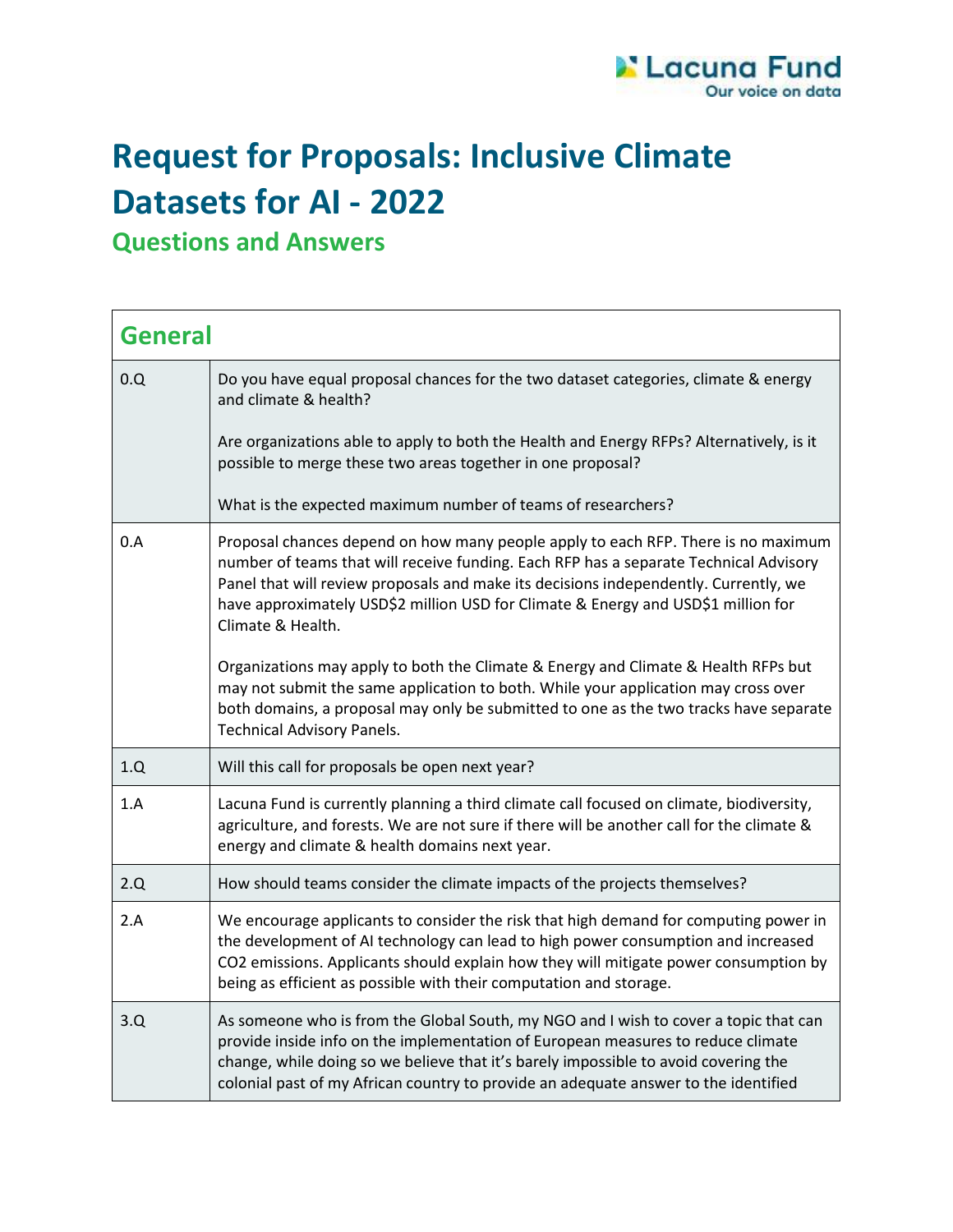# Request for Proposals: Inclusive Climate Datasets for AI - 2022

## Questions and Answers

| General | |
|---|---|
| 0.Q | Do you have equal proposal chances for the two dataset categories, climate & energy and climate & health?<br><br>Are organizations able to apply to both the Health and Energy RFPs? Alternatively, is it possible to merge these two areas together in one proposal?<br><br>What is the expected maximum number of teams of researchers? |
| 0.A | Proposal chances depend on how many people apply to each RFP. There is no maximum number of teams that will receive funding. Each RFP has a separate Technical Advisory Panel that will review proposals and make its decisions independently. Currently, we have approximately USD$2 million USD for Climate & Energy and USD$1 million for Climate & Health.<br><br>Organizations may apply to both the Climate & Energy and Climate & Health RFPs but may not submit the same application to both. While your application may cross over both domains, a proposal may only be submitted to one as the two tracks have separate Technical Advisory Panels. |
| 1.Q | Will this call for proposals be open next year? |
| 1.A | Lacuna Fund is currently planning a third climate call focused on climate, biodiversity, agriculture, and forests. We are not sure if there will be another call for the climate & energy and climate & health domains next year. |
| 2.Q | How should teams consider the climate impacts of the projects themselves? |
| 2.A | We encourage applicants to consider the risk that high demand for computing power in the development of AI technology can lead to high power consumption and increased CO2 emissions. Applicants should explain how they will mitigate power consumption by being as efficient as possible with their computation and storage. |
| 3.Q | As someone who is from the Global South, my NGO and I wish to cover a topic that can provide inside info on the implementation of European measures to reduce climate change, while doing so we believe that it's barely impossible to avoid covering the colonial past of my African country to provide an adequate answer to the identified |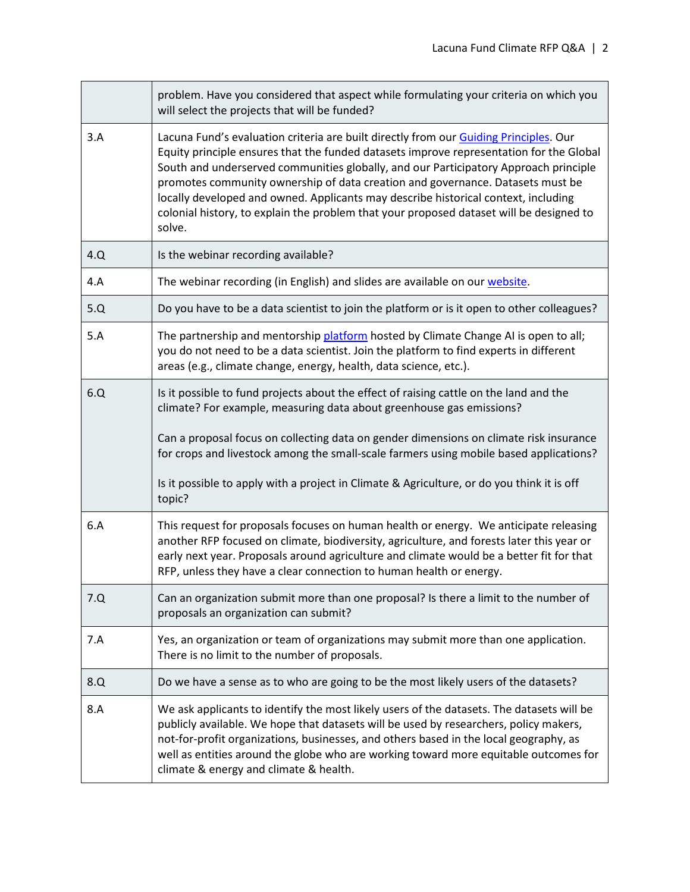| | |
|---|---|
| | problem. Have you considered that aspect while formulating your criteria on which you will select the projects that will be funded? |
| 3.A | Lacuna Fund's evaluation criteria are built directly from our Guiding Principles. Our Equity principle ensures that the funded datasets improve representation for the Global South and underserved communities globally, and our Participatory Approach principle promotes community ownership of data creation and governance. Datasets must be locally developed and owned. Applicants may describe historical context, including colonial history, to explain the problem that your proposed dataset will be designed to solve. |
| 4.Q | Is the webinar recording available? |
| 4.A | The webinar recording (in English) and slides are available on our website. |
| 5.Q | Do you have to be a data scientist to join the platform or is it open to other colleagues? |
| 5.A | The partnership and mentorship platform hosted by Climate Change AI is open to all; you do not need to be a data scientist. Join the platform to find experts in different areas (e.g., climate change, energy, health, data science, etc.). |
| 6.Q | Is it possible to fund projects about the effect of raising cattle on the land and the climate? For example, measuring data about greenhouse gas emissions?<br><br>Can a proposal focus on collecting data on gender dimensions on climate risk insurance for crops and livestock among the small-scale farmers using mobile based applications?<br><br>Is it possible to apply with a project in Climate & Agriculture, or do you think it is off topic? |
| 6.A | This request for proposals focuses on human health or energy. We anticipate releasing another RFP focused on climate, biodiversity, agriculture, and forests later this year or early next year. Proposals around agriculture and climate would be a better fit for that RFP, unless they have a clear connection to human health or energy. |
| 7.Q | Can an organization submit more than one proposal? Is there a limit to the number of proposals an organization can submit? |
| 7.A | Yes, an organization or team of organizations may submit more than one application. There is no limit to the number of proposals. |
| 8.Q | Do we have a sense as to who are going to be the most likely users of the datasets? |
| 8.A | We ask applicants to identify the most likely users of the datasets. The datasets will be publicly available. We hope that datasets will be used by researchers, policy makers, not-for-profit organizations, businesses, and others based in the local geography, as well as entities around the globe who are working toward more equitable outcomes for climate & energy and climate & health. |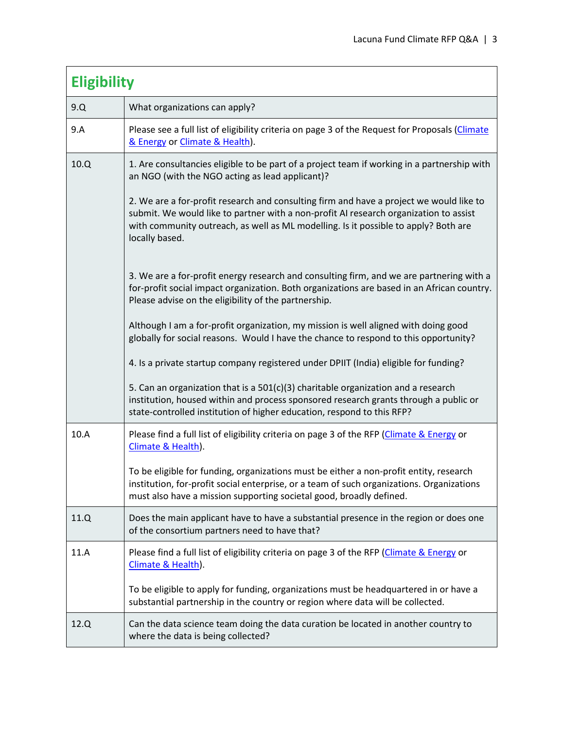## Eligibility

| | |
|---|---|
| 9.Q | What organizations can apply? |
| 9.A | Please see a full list of eligibility criteria on page 3 of the Request for Proposals (Climate & Energy or Climate & Health). |
| 10.Q | 1. Are consultancies eligible to be part of a project team if working in a partnership with an NGO (with the NGO acting as lead applicant)?<br><br>2. We are a for-profit research and consulting firm and have a project we would like to submit. We would like to partner with a non-profit AI research organization to assist with community outreach, as well as ML modelling. Is it possible to apply? Both are locally based.<br><br>3. We are a for-profit energy research and consulting firm, and we are partnering with a for-profit social impact organization. Both organizations are based in an African country. Please advise on the eligibility of the partnership.<br><br>Although I am a for-profit organization, my mission is well aligned with doing good globally for social reasons. Would I have the chance to respond to this opportunity?<br><br>4. Is a private startup company registered under DPIIT (India) eligible for funding?<br><br>5. Can an organization that is a 501(c)(3) charitable organization and a research institution, housed within and process sponsored research grants through a public or state-controlled institution of higher education, respond to this RFP? |
| 10.A | Please find a full list of eligibility criteria on page 3 of the RFP (Climate & Energy or Climate & Health).<br><br>To be eligible for funding, organizations must be either a non-profit entity, research institution, for-profit social enterprise, or a team of such organizations. Organizations must also have a mission supporting societal good, broadly defined. |
| 11.Q | Does the main applicant have to have a substantial presence in the region or does one of the consortium partners need to have that? |
| 11.A | Please find a full list of eligibility criteria on page 3 of the RFP (Climate & Energy or Climate & Health).<br><br>To be eligible to apply for funding, organizations must be headquartered in or have a substantial partnership in the country or region where data will be collected. |
| 12.Q | Can the data science team doing the data curation be located in another country to where the data is being collected? |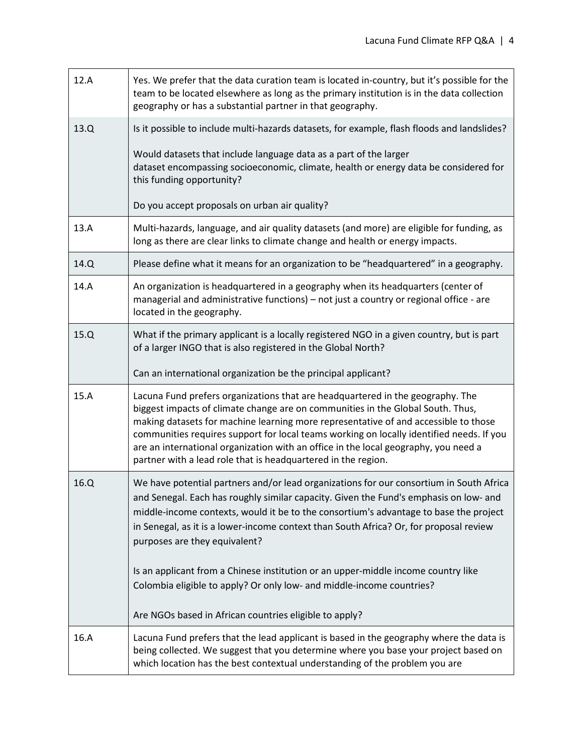| | |
|---|---|
| 12.A | Yes. We prefer that the data curation team is located in-country, but it's possible for the team to be located elsewhere as long as the primary institution is in the data collection geography or has a substantial partner in that geography. |
| 13.Q | Is it possible to include multi-hazards datasets, for example, flash floods and landslides?<br><br>Would datasets that include language data as a part of the larger dataset encompassing socioeconomic, climate, health or energy data be considered for this funding opportunity?<br><br>Do you accept proposals on urban air quality? |
| 13.A | Multi-hazards, language, and air quality datasets (and more) are eligible for funding, as long as there are clear links to climate change and health or energy impacts. |
| 14.Q | Please define what it means for an organization to be "headquartered" in a geography. |
| 14.A | An organization is headquartered in a geography when its headquarters (center of managerial and administrative functions) – not just a country or regional office - are located in the geography. |
| 15.Q | What if the primary applicant is a locally registered NGO in a given country, but is part of a larger INGO that is also registered in the Global North?<br><br>Can an international organization be the principal applicant? |
| 15.A | Lacuna Fund prefers organizations that are headquartered in the geography. The biggest impacts of climate change are on communities in the Global South. Thus, making datasets for machine learning more representative of and accessible to those communities requires support for local teams working on locally identified needs. If you are an international organization with an office in the local geography, you need a partner with a lead role that is headquartered in the region. |
| 16.Q | We have potential partners and/or lead organizations for our consortium in South Africa and Senegal. Each has roughly similar capacity. Given the Fund's emphasis on low- and middle-income contexts, would it be to the consortium's advantage to base the project in Senegal, as it is a lower-income context than South Africa? Or, for proposal review purposes are they equivalent?<br><br>Is an applicant from a Chinese institution or an upper-middle income country like Colombia eligible to apply? Or only low- and middle-income countries?<br><br>Are NGOs based in African countries eligible to apply? |
| 16.A | Lacuna Fund prefers that the lead applicant is based in the geography where the data is being collected. We suggest that you determine where you base your project based on which location has the best contextual understanding of the problem you are |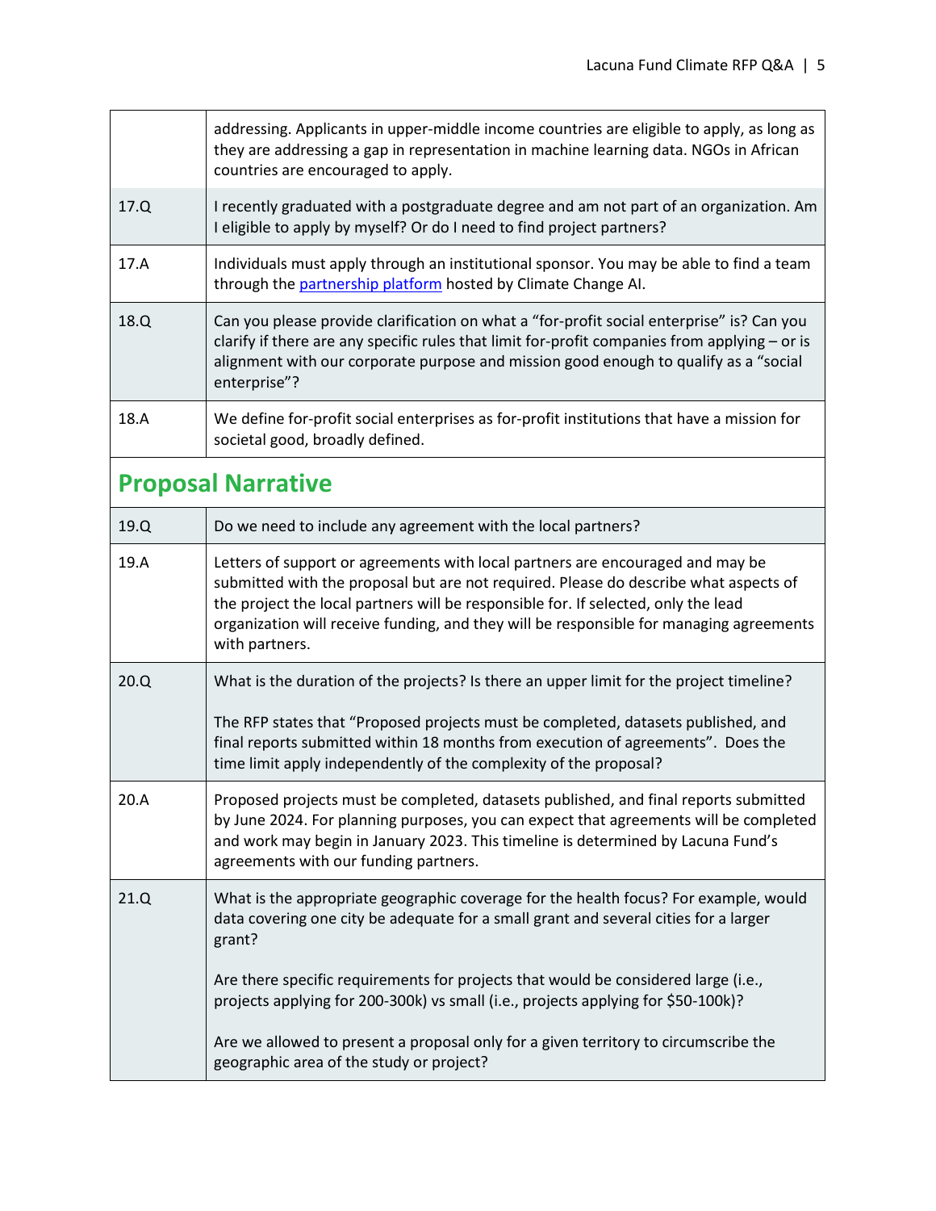| | |
|---|---|
| | addressing. Applicants in upper-middle income countries are eligible to apply, as long as they are addressing a gap in representation in machine learning data. NGOs in African countries are encouraged to apply. |
| 17.Q | I recently graduated with a postgraduate degree and am not part of an organization. Am I eligible to apply by myself? Or do I need to find project partners? |
| 17.A | Individuals must apply through an institutional sponsor. You may be able to find a team through the partnership platform hosted by Climate Change AI. |
| 18.Q | Can you please provide clarification on what a "for-profit social enterprise" is? Can you clarify if there are any specific rules that limit for-profit companies from applying – or is alignment with our corporate purpose and mission good enough to qualify as a "social enterprise"? |
| 18.A | We define for-profit social enterprises as for-profit institutions that have a mission for societal good, broadly defined. |

## Proposal Narrative

| | |
|---|---|
| 19.Q | Do we need to include any agreement with the local partners? |
| 19.A | Letters of support or agreements with local partners are encouraged and may be submitted with the proposal but are not required. Please do describe what aspects of the project the local partners will be responsible for. If selected, only the lead organization will receive funding, and they will be responsible for managing agreements with partners. |
| 20.Q | What is the duration of the projects? Is there an upper limit for the project timeline?<br><br>The RFP states that "Proposed projects must be completed, datasets published, and final reports submitted within 18 months from execution of agreements". Does the time limit apply independently of the complexity of the proposal? |
| 20.A | Proposed projects must be completed, datasets published, and final reports submitted by June 2024. For planning purposes, you can expect that agreements will be completed and work may begin in January 2023. This timeline is determined by Lacuna Fund's agreements with our funding partners. |
| 21.Q | What is the appropriate geographic coverage for the health focus? For example, would data covering one city be adequate for a small grant and several cities for a larger grant?<br><br>Are there specific requirements for projects that would be considered large (i.e., projects applying for 200-300k) vs small (i.e., projects applying for $50-100k)?<br><br>Are we allowed to present a proposal only for a given territory to circumscribe the geographic area of the study or project? |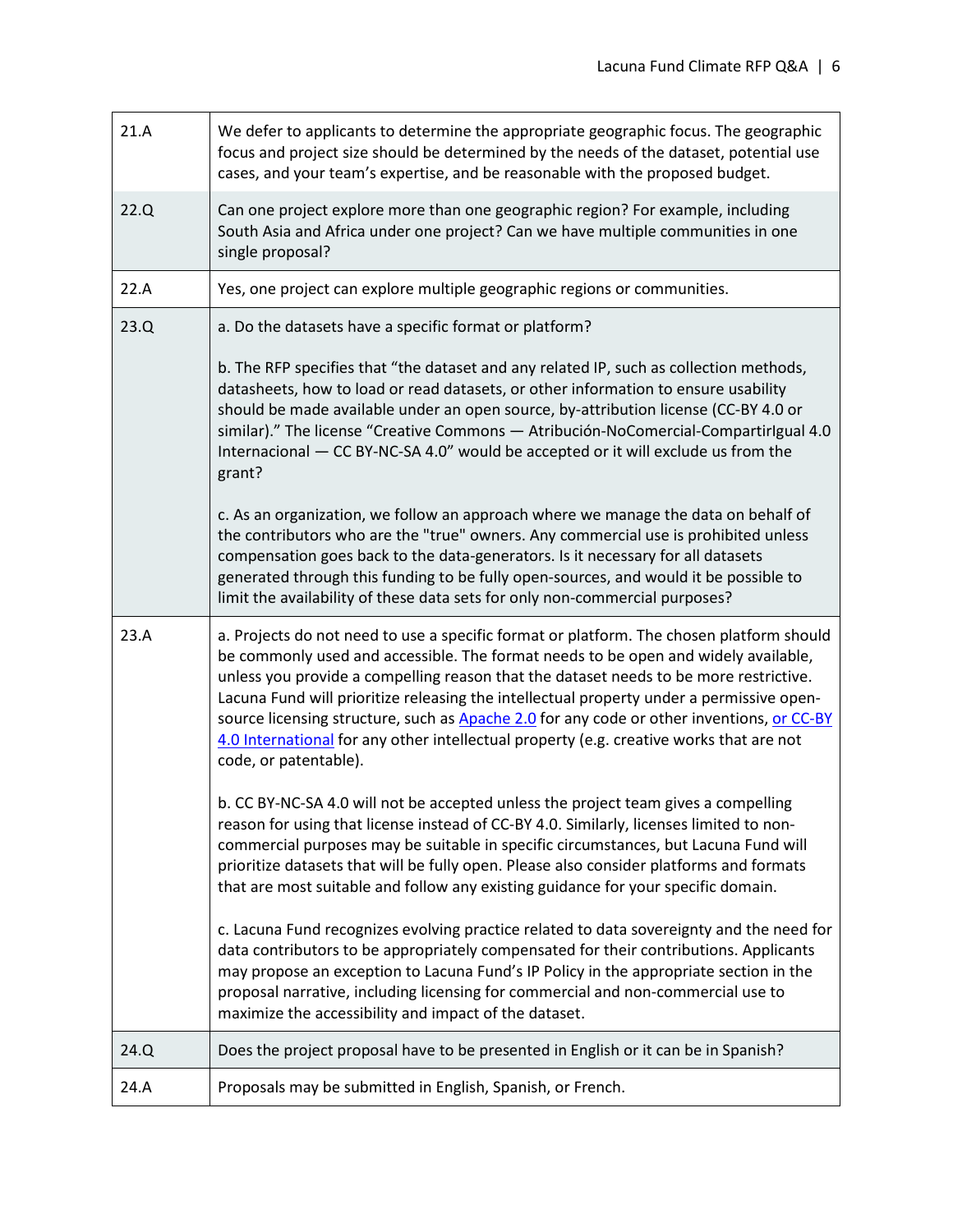| | |
|---|---|
| 21.A | We defer to applicants to determine the appropriate geographic focus. The geographic focus and project size should be determined by the needs of the dataset, potential use cases, and your team's expertise, and be reasonable with the proposed budget. |
| 22.Q | Can one project explore more than one geographic region? For example, including South Asia and Africa under one project? Can we have multiple communities in one single proposal? |
| 22.A | Yes, one project can explore multiple geographic regions or communities. |
| 23.Q | a. Do the datasets have a specific format or platform?<br><br>b. The RFP specifies that "the dataset and any related IP, such as collection methods, datasheets, how to load or read datasets, or other information to ensure usability should be made available under an open source, by-attribution license (CC-BY 4.0 or similar)." The license "Creative Commons — Atribución-NoComercial-CompartirIgual 4.0 Internacional — CC BY-NC-SA 4.0" would be accepted or it will exclude us from the grant?<br><br>c. As an organization, we follow an approach where we manage the data on behalf of the contributors who are the "true" owners. Any commercial use is prohibited unless compensation goes back to the data-generators. Is it necessary for all datasets generated through this funding to be fully open-sources, and would it be possible to limit the availability of these data sets for only non-commercial purposes? |
| 23.A | a. Projects do not need to use a specific format or platform. The chosen platform should be commonly used and accessible. The format needs to be open and widely available, unless you provide a compelling reason that the dataset needs to be more restrictive. Lacuna Fund will prioritize releasing the intellectual property under a permissive open-source licensing structure, such as Apache 2.0 for any code or other inventions, or CC-BY 4.0 International for any other intellectual property (e.g. creative works that are not code, or patentable).<br><br>b. CC BY-NC-SA 4.0 will not be accepted unless the project team gives a compelling reason for using that license instead of CC-BY 4.0. Similarly, licenses limited to non-commercial purposes may be suitable in specific circumstances, but Lacuna Fund will prioritize datasets that will be fully open. Please also consider platforms and formats that are most suitable and follow any existing guidance for your specific domain.<br><br>c. Lacuna Fund recognizes evolving practice related to data sovereignty and the need for data contributors to be appropriately compensated for their contributions. Applicants may propose an exception to Lacuna Fund's IP Policy in the appropriate section in the proposal narrative, including licensing for commercial and non-commercial use to maximize the accessibility and impact of the dataset. |
| 24.Q | Does the project proposal have to be presented in English or it can be in Spanish? |
| 24.A | Proposals may be submitted in English, Spanish, or French. |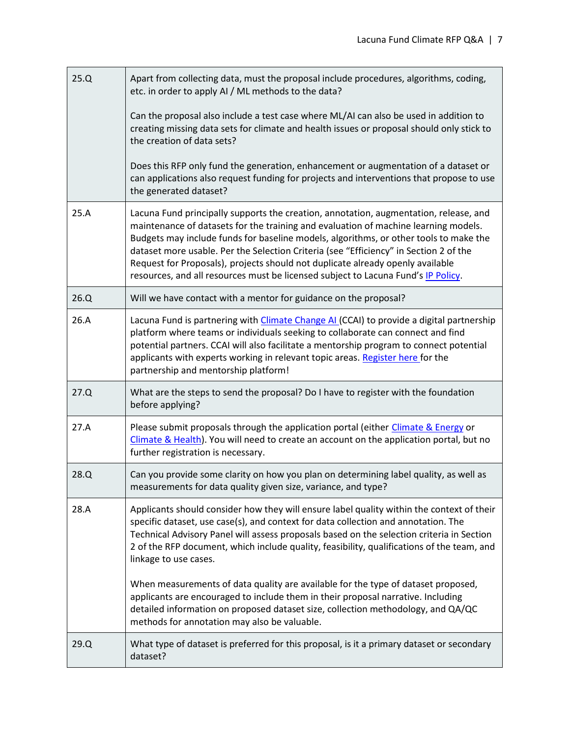| | |
|---|---|
| 25.Q | Apart from collecting data, must the proposal include procedures, algorithms, coding, etc. in order to apply AI / ML methods to the data?<br><br>Can the proposal also include a test case where ML/AI can also be used in addition to creating missing data sets for climate and health issues or proposal should only stick to the creation of data sets?<br><br>Does this RFP only fund the generation, enhancement or augmentation of a dataset or can applications also request funding for projects and interventions that propose to use the generated dataset? |
| 25.A | Lacuna Fund principally supports the creation, annotation, augmentation, release, and maintenance of datasets for the training and evaluation of machine learning models. Budgets may include funds for baseline models, algorithms, or other tools to make the dataset more usable. Per the Selection Criteria (see "Efficiency" in Section 2 of the Request for Proposals), projects should not duplicate already openly available resources, and all resources must be licensed subject to Lacuna Fund's IP Policy. |
| 26.Q | Will we have contact with a mentor for guidance on the proposal? |
| 26.A | Lacuna Fund is partnering with Climate Change AI (CCAI) to provide a digital partnership platform where teams or individuals seeking to collaborate can connect and find potential partners. CCAI will also facilitate a mentorship program to connect potential applicants with experts working in relevant topic areas. Register here for the partnership and mentorship platform! |
| 27.Q | What are the steps to send the proposal? Do I have to register with the foundation before applying? |
| 27.A | Please submit proposals through the application portal (either Climate & Energy or Climate & Health). You will need to create an account on the application portal, but no further registration is necessary. |
| 28.Q | Can you provide some clarity on how you plan on determining label quality, as well as measurements for data quality given size, variance, and type? |
| 28.A | Applicants should consider how they will ensure label quality within the context of their specific dataset, use case(s), and context for data collection and annotation. The Technical Advisory Panel will assess proposals based on the selection criteria in Section 2 of the RFP document, which include quality, feasibility, qualifications of the team, and linkage to use cases.<br><br>When measurements of data quality are available for the type of dataset proposed, applicants are encouraged to include them in their proposal narrative. Including detailed information on proposed dataset size, collection methodology, and QA/QC methods for annotation may also be valuable. |
| 29.Q | What type of dataset is preferred for this proposal, is it a primary dataset or secondary dataset? |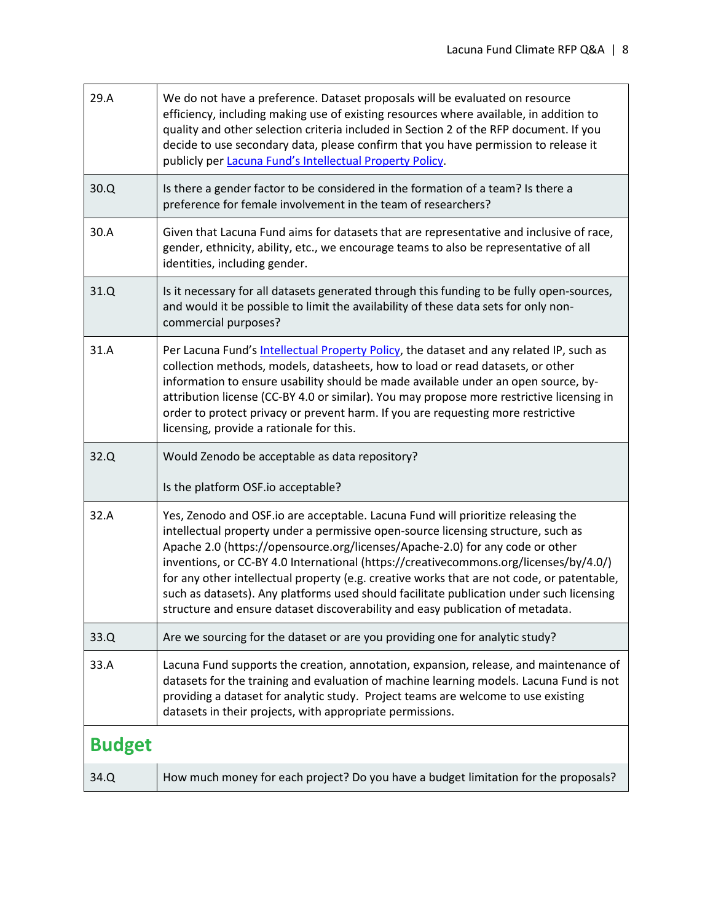| | |
|---|---|
| 29.A | We do not have a preference. Dataset proposals will be evaluated on resource efficiency, including making use of existing resources where available, in addition to quality and other selection criteria included in Section 2 of the RFP document. If you decide to use secondary data, please confirm that you have permission to release it publicly per Lacuna Fund's Intellectual Property Policy. |
| 30.Q | Is there a gender factor to be considered in the formation of a team? Is there a preference for female involvement in the team of researchers? |
| 30.A | Given that Lacuna Fund aims for datasets that are representative and inclusive of race, gender, ethnicity, ability, etc., we encourage teams to also be representative of all identities, including gender. |
| 31.Q | Is it necessary for all datasets generated through this funding to be fully open-sources, and would it be possible to limit the availability of these data sets for only non-commercial purposes? |
| 31.A | Per Lacuna Fund's Intellectual Property Policy, the dataset and any related IP, such as collection methods, models, datasheets, how to load or read datasets, or other information to ensure usability should be made available under an open source, by-attribution license (CC-BY 4.0 or similar). You may propose more restrictive licensing in order to protect privacy or prevent harm. If you are requesting more restrictive licensing, provide a rationale for this. |
| 32.Q | Would Zenodo be acceptable as data repository?<br><br>Is the platform OSF.io acceptable? |
| 32.A | Yes, Zenodo and OSF.io are acceptable. Lacuna Fund will prioritize releasing the intellectual property under a permissive open-source licensing structure, such as Apache 2.0 (https://opensource.org/licenses/Apache-2.0) for any code or other inventions, or CC-BY 4.0 International (https://creativecommons.org/licenses/by/4.0/) for any other intellectual property (e.g. creative works that are not code, or patentable, such as datasets). Any platforms used should facilitate publication under such licensing structure and ensure dataset discoverability and easy publication of metadata. |
| 33.Q | Are we sourcing for the dataset or are you providing one for analytic study? |
| 33.A | Lacuna Fund supports the creation, annotation, expansion, release, and maintenance of datasets for the training and evaluation of machine learning models. Lacuna Fund is not providing a dataset for analytic study. Project teams are welcome to use existing datasets in their projects, with appropriate permissions. |

## Budget

| | |
|---|---|
| 34.Q | How much money for each project? Do you have a budget limitation for the proposals? |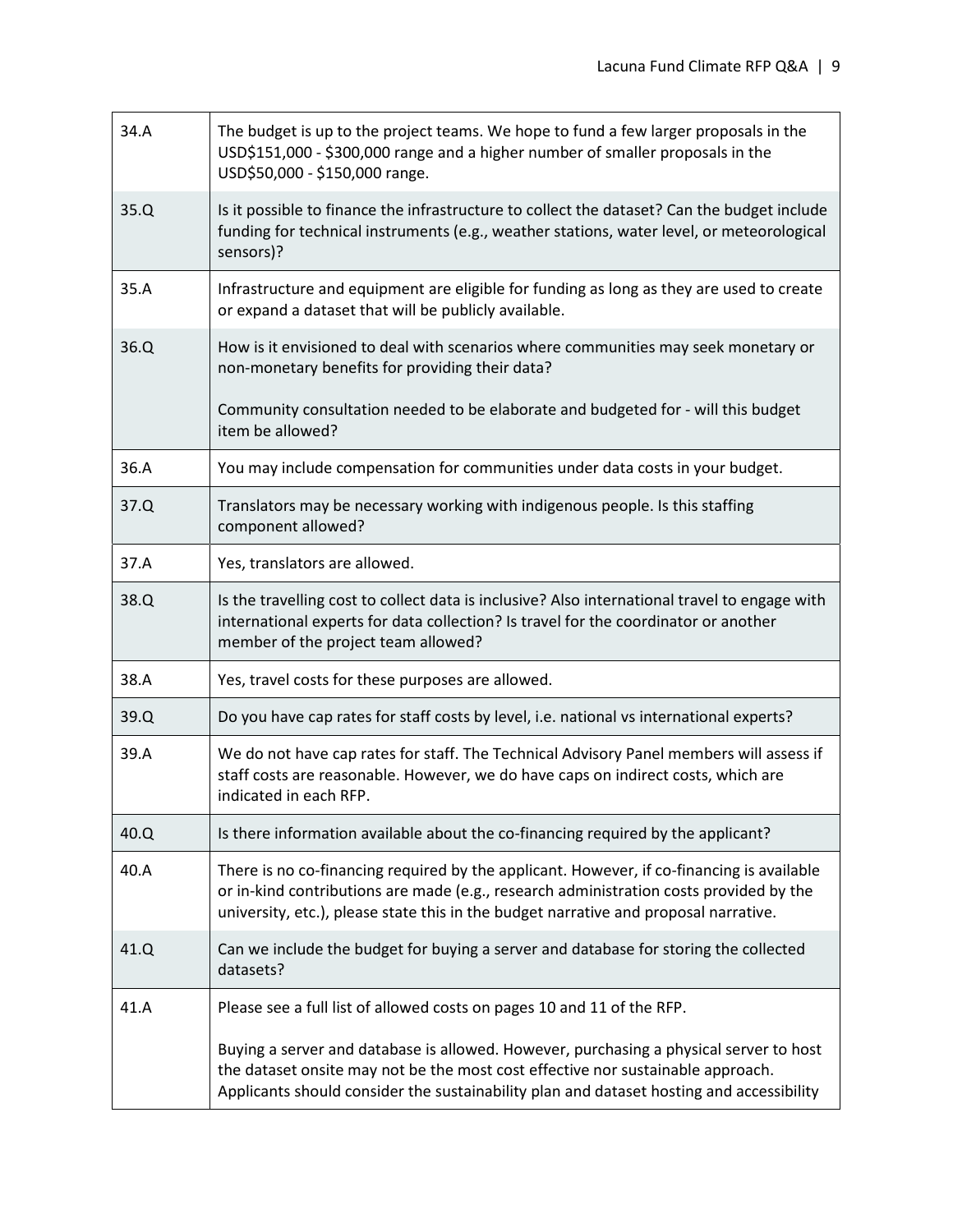| | |
|---|---|
| 34.A | The budget is up to the project teams. We hope to fund a few larger proposals in the USD$151,000 - $300,000 range and a higher number of smaller proposals in the USD$50,000 - $150,000 range. |
| 35.Q | Is it possible to finance the infrastructure to collect the dataset? Can the budget include funding for technical instruments (e.g., weather stations, water level, or meteorological sensors)? |
| 35.A | Infrastructure and equipment are eligible for funding as long as they are used to create or expand a dataset that will be publicly available. |
| 36.Q | How is it envisioned to deal with scenarios where communities may seek monetary or non-monetary benefits for providing their data?<br><br>Community consultation needed to be elaborate and budgeted for - will this budget item be allowed? |
| 36.A | You may include compensation for communities under data costs in your budget. |
| 37.Q | Translators may be necessary working with indigenous people. Is this staffing component allowed? |
| 37.A | Yes, translators are allowed. |
| 38.Q | Is the travelling cost to collect data is inclusive? Also international travel to engage with international experts for data collection? Is travel for the coordinator or another member of the project team allowed? |
| 38.A | Yes, travel costs for these purposes are allowed. |
| 39.Q | Do you have cap rates for staff costs by level, i.e. national vs international experts? |
| 39.A | We do not have cap rates for staff. The Technical Advisory Panel members will assess if staff costs are reasonable. However, we do have caps on indirect costs, which are indicated in each RFP. |
| 40.Q | Is there information available about the co-financing required by the applicant? |
| 40.A | There is no co-financing required by the applicant. However, if co-financing is available or in-kind contributions are made (e.g., research administration costs provided by the university, etc.), please state this in the budget narrative and proposal narrative. |
| 41.Q | Can we include the budget for buying a server and database for storing the collected datasets? |
| 41.A | Please see a full list of allowed costs on pages 10 and 11 of the RFP.<br><br>Buying a server and database is allowed. However, purchasing a physical server to host the dataset onsite may not be the most cost effective nor sustainable approach. Applicants should consider the sustainability plan and dataset hosting and accessibility |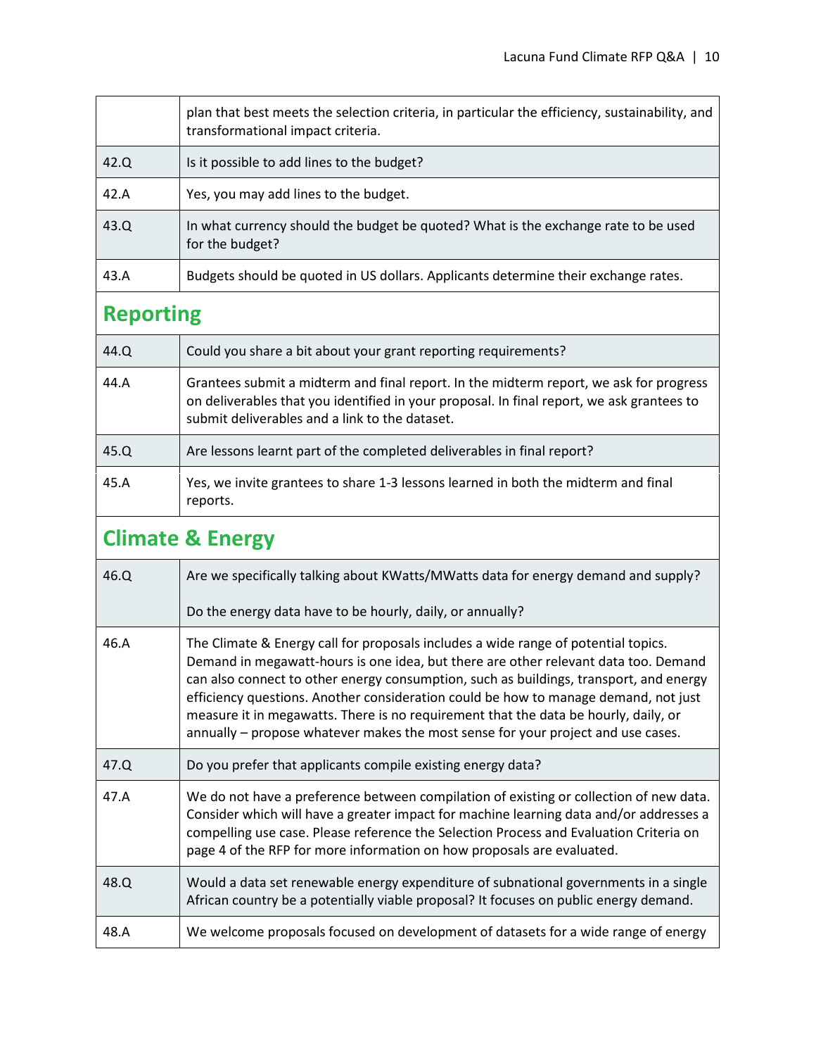| | |
|---|---|
| | plan that best meets the selection criteria, in particular the efficiency, sustainability, and transformational impact criteria. |
| 42.Q | Is it possible to add lines to the budget? |
| 42.A | Yes, you may add lines to the budget. |
| 43.Q | In what currency should the budget be quoted? What is the exchange rate to be used for the budget? |
| 43.A | Budgets should be quoted in US dollars. Applicants determine their exchange rates. |

## Reporting

| | |
|---|---|
| 44.Q | Could you share a bit about your grant reporting requirements? |
| 44.A | Grantees submit a midterm and final report. In the midterm report, we ask for progress on deliverables that you identified in your proposal. In final report, we ask grantees to submit deliverables and a link to the dataset. |
| 45.Q | Are lessons learnt part of the completed deliverables in final report? |
| 45.A | Yes, we invite grantees to share 1-3 lessons learned in both the midterm and final reports. |

## Climate & Energy

| | |
|---|---|
| 46.Q | Are we specifically talking about KWatts/MWatts data for energy demand and supply?<br><br>Do the energy data have to be hourly, daily, or annually? |
| 46.A | The Climate & Energy call for proposals includes a wide range of potential topics. Demand in megawatt-hours is one idea, but there are other relevant data too. Demand can also connect to other energy consumption, such as buildings, transport, and energy efficiency questions. Another consideration could be how to manage demand, not just measure it in megawatts. There is no requirement that the data be hourly, daily, or annually – propose whatever makes the most sense for your project and use cases. |
| 47.Q | Do you prefer that applicants compile existing energy data? |
| 47.A | We do not have a preference between compilation of existing or collection of new data. Consider which will have a greater impact for machine learning data and/or addresses a compelling use case. Please reference the Selection Process and Evaluation Criteria on page 4 of the RFP for more information on how proposals are evaluated. |
| 48.Q | Would a data set renewable energy expenditure of subnational governments in a single African country be a potentially viable proposal? It focuses on public energy demand. |
| 48.A | We welcome proposals focused on development of datasets for a wide range of energy |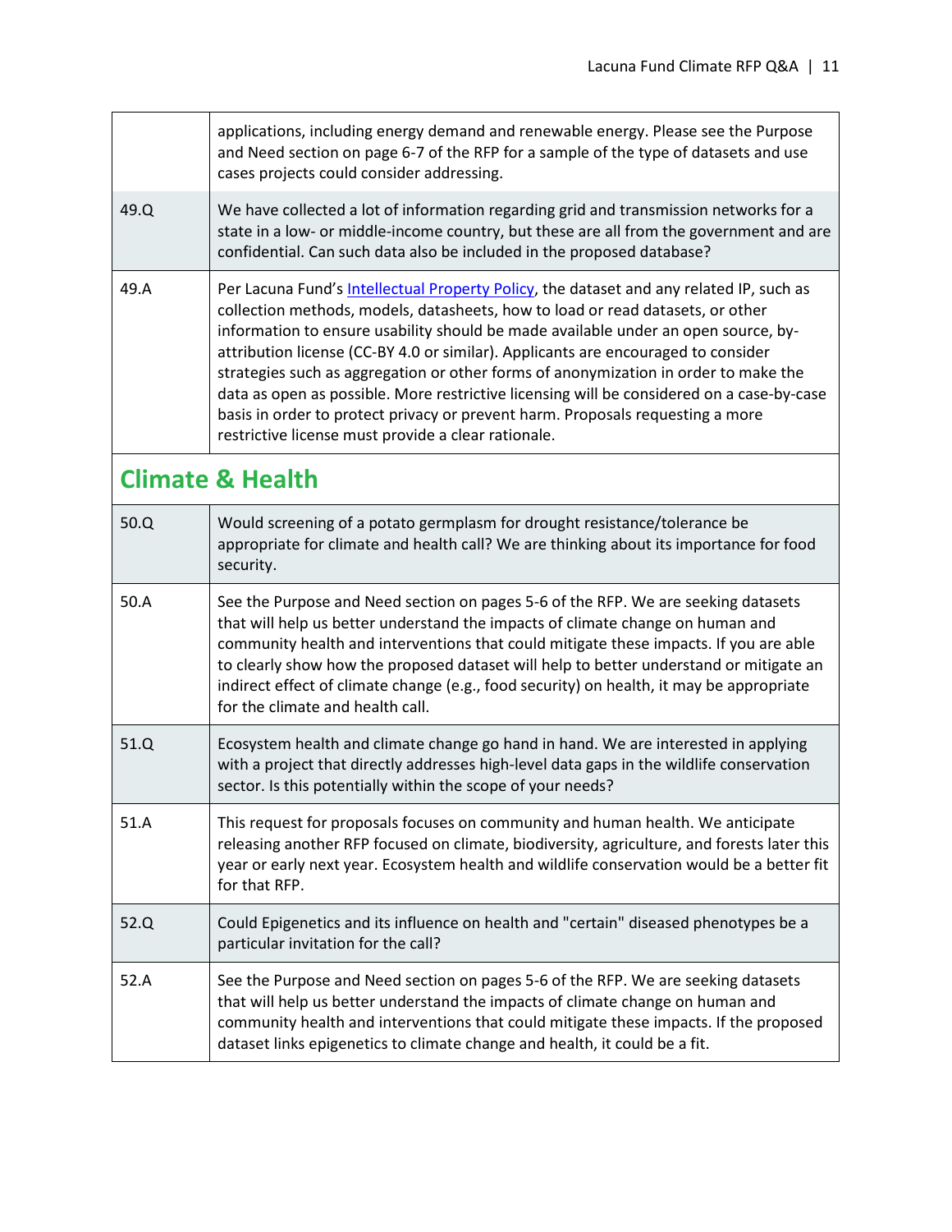| | |
|---|---|
| | applications, including energy demand and renewable energy. Please see the Purpose and Need section on page 6-7 of the RFP for a sample of the type of datasets and use cases projects could consider addressing. |
| 49.Q | We have collected a lot of information regarding grid and transmission networks for a state in a low- or middle-income country, but these are all from the government and are confidential. Can such data also be included in the proposed database? |
| 49.A | Per Lacuna Fund's Intellectual Property Policy, the dataset and any related IP, such as collection methods, models, datasheets, how to load or read datasets, or other information to ensure usability should be made available under an open source, by-attribution license (CC-BY 4.0 or similar). Applicants are encouraged to consider strategies such as aggregation or other forms of anonymization in order to make the data as open as possible. More restrictive licensing will be considered on a case-by-case basis in order to protect privacy or prevent harm. Proposals requesting a more restrictive license must provide a clear rationale. |

## Climate & Health

| | |
|---|---|
| 50.Q | Would screening of a potato germplasm for drought resistance/tolerance be appropriate for climate and health call? We are thinking about its importance for food security. |
| 50.A | See the Purpose and Need section on pages 5-6 of the RFP. We are seeking datasets that will help us better understand the impacts of climate change on human and community health and interventions that could mitigate these impacts. If you are able to clearly show how the proposed dataset will help to better understand or mitigate an indirect effect of climate change (e.g., food security) on health, it may be appropriate for the climate and health call. |
| 51.Q | Ecosystem health and climate change go hand in hand. We are interested in applying with a project that directly addresses high-level data gaps in the wildlife conservation sector. Is this potentially within the scope of your needs? |
| 51.A | This request for proposals focuses on community and human health. We anticipate releasing another RFP focused on climate, biodiversity, agriculture, and forests later this year or early next year. Ecosystem health and wildlife conservation would be a better fit for that RFP. |
| 52.Q | Could Epigenetics and its influence on health and "certain" diseased phenotypes be a particular invitation for the call? |
| 52.A | See the Purpose and Need section on pages 5-6 of the RFP. We are seeking datasets that will help us better understand the impacts of climate change on human and community health and interventions that could mitigate these impacts. If the proposed dataset links epigenetics to climate change and health, it could be a fit. |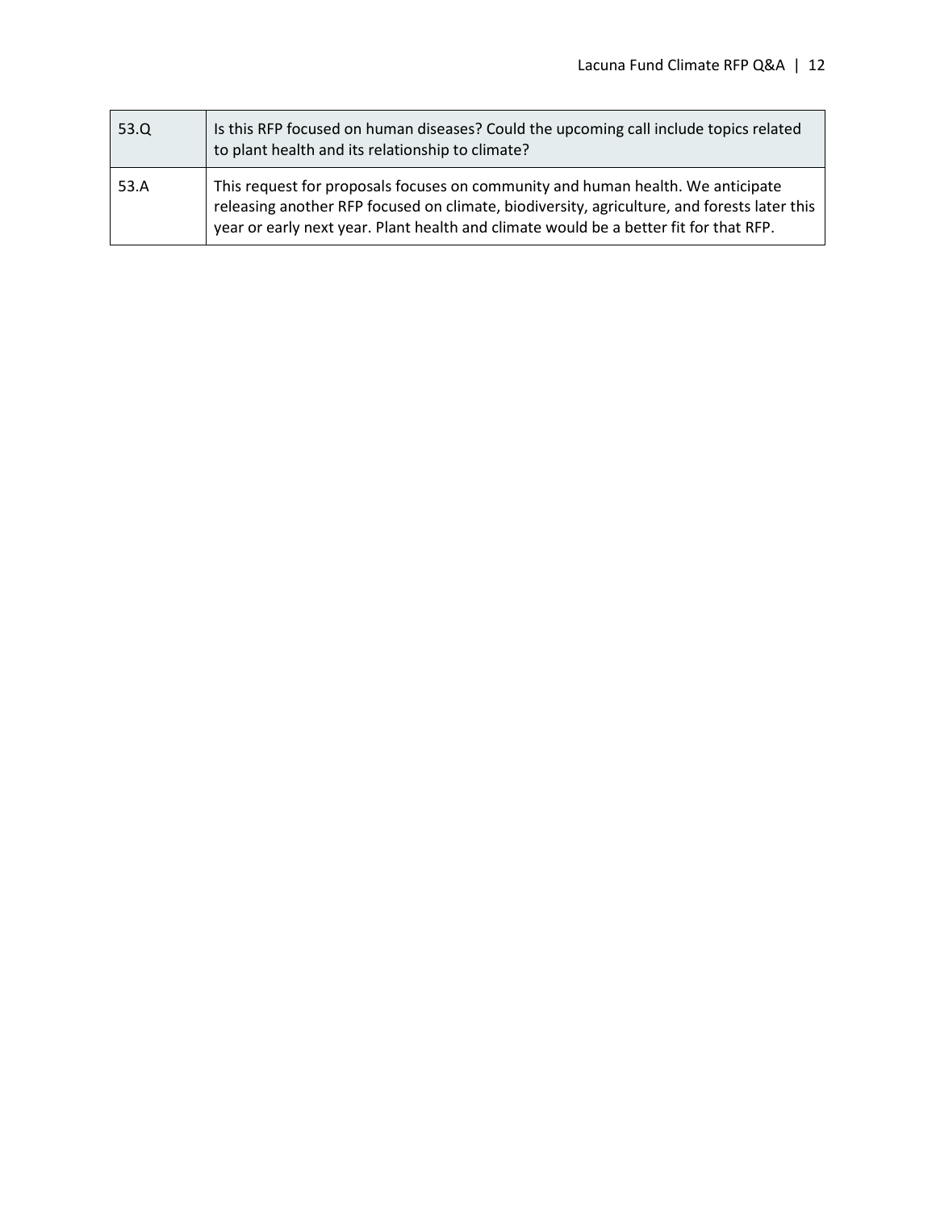| | |
|---|---|
| 53.Q | Is this RFP focused on human diseases? Could the upcoming call include topics related to plant health and its relationship to climate? |
| 53.A | This request for proposals focuses on community and human health. We anticipate releasing another RFP focused on climate, biodiversity, agriculture, and forests later this year or early next year. Plant health and climate would be a better fit for that RFP. |